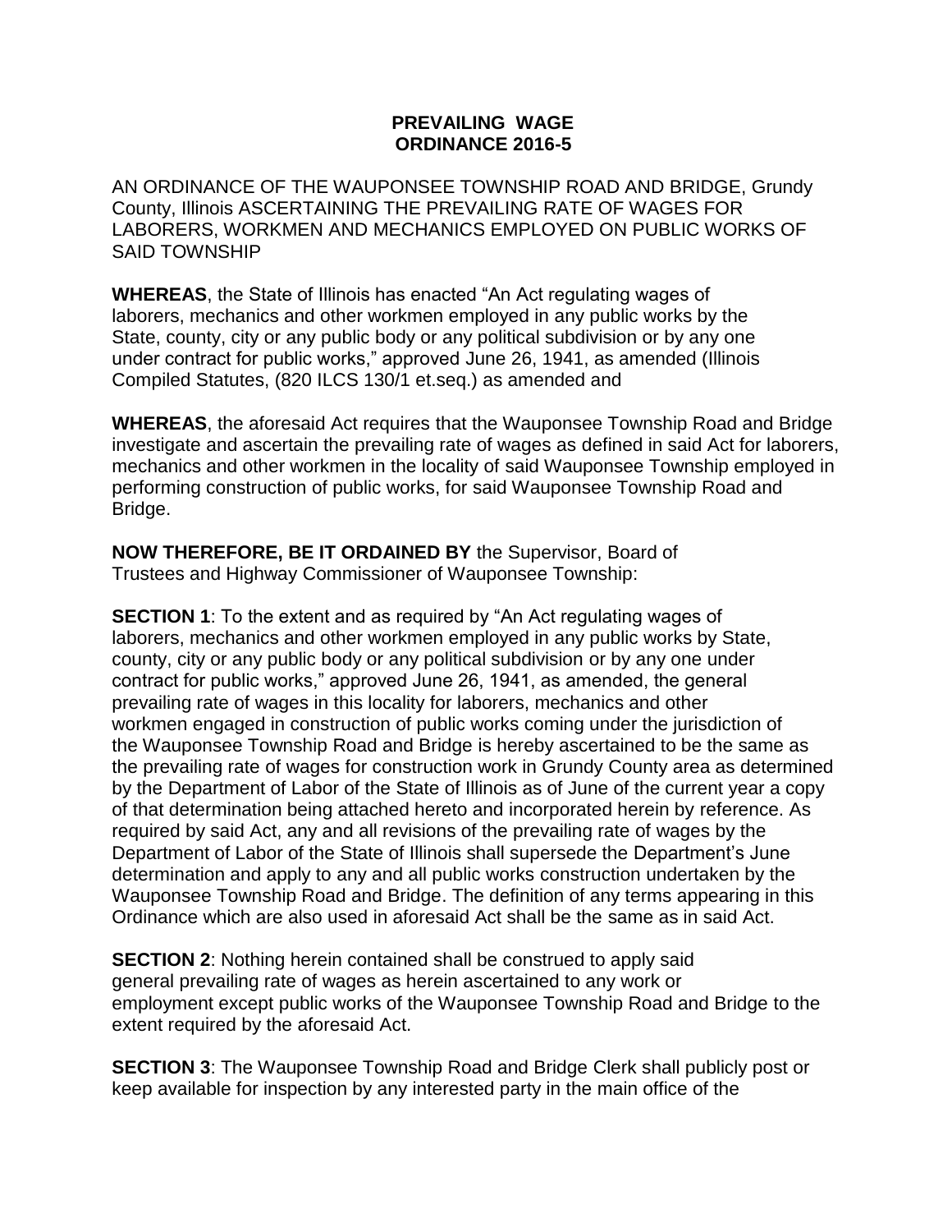**PREVAILING WAGE**
**ORDINANCE 2016-5**

AN ORDINANCE OF THE WAUPONSEE TOWNSHIP ROAD AND BRIDGE, Grundy County, Illinois ASCERTAINING THE PREVAILING RATE OF WAGES FOR LABORERS, WORKMEN AND MECHANICS EMPLOYED ON PUBLIC WORKS OF SAID TOWNSHIP

**WHEREAS**, the State of Illinois has enacted "An Act regulating wages of laborers, mechanics and other workmen employed in any public works by the State, county, city or any public body or any political subdivision or by any one under contract for public works," approved June 26, 1941, as amended (Illinois Compiled Statutes, (820 ILCS 130/1 et.seq.) as amended and

**WHEREAS**, the aforesaid Act requires that the Wauponsee Township Road and Bridge investigate and ascertain the prevailing rate of wages as defined in said Act for laborers, mechanics and other workmen in the locality of said Wauponsee Township employed in performing construction of public works, for said Wauponsee Township Road and Bridge.

**NOW THEREFORE, BE IT ORDAINED BY** the Supervisor, Board of Trustees and Highway Commissioner of Wauponsee Township:

**SECTION 1**: To the extent and as required by "An Act regulating wages of laborers, mechanics and other workmen employed in any public works by State, county, city or any public body or any political subdivision or by any one under contract for public works," approved June 26, 1941, as amended, the general prevailing rate of wages in this locality for laborers, mechanics and other workmen engaged in construction of public works coming under the jurisdiction of the Wauponsee Township Road and Bridge is hereby ascertained to be the same as the prevailing rate of wages for construction work in Grundy County area as determined by the Department of Labor of the State of Illinois as of June of the current year a copy of that determination being attached hereto and incorporated herein by reference. As required by said Act, any and all revisions of the prevailing rate of wages by the Department of Labor of the State of Illinois shall supersede the Department's June determination and apply to any and all public works construction undertaken by the Wauponsee Township Road and Bridge. The definition of any terms appearing in this Ordinance which are also used in aforesaid Act shall be the same as in said Act.

**SECTION 2**: Nothing herein contained shall be construed to apply said general prevailing rate of wages as herein ascertained to any work or employment except public works of the Wauponsee Township Road and Bridge to the extent required by the aforesaid Act.

**SECTION 3**: The Wauponsee Township Road and Bridge Clerk shall publicly post or keep available for inspection by any interested party in the main office of the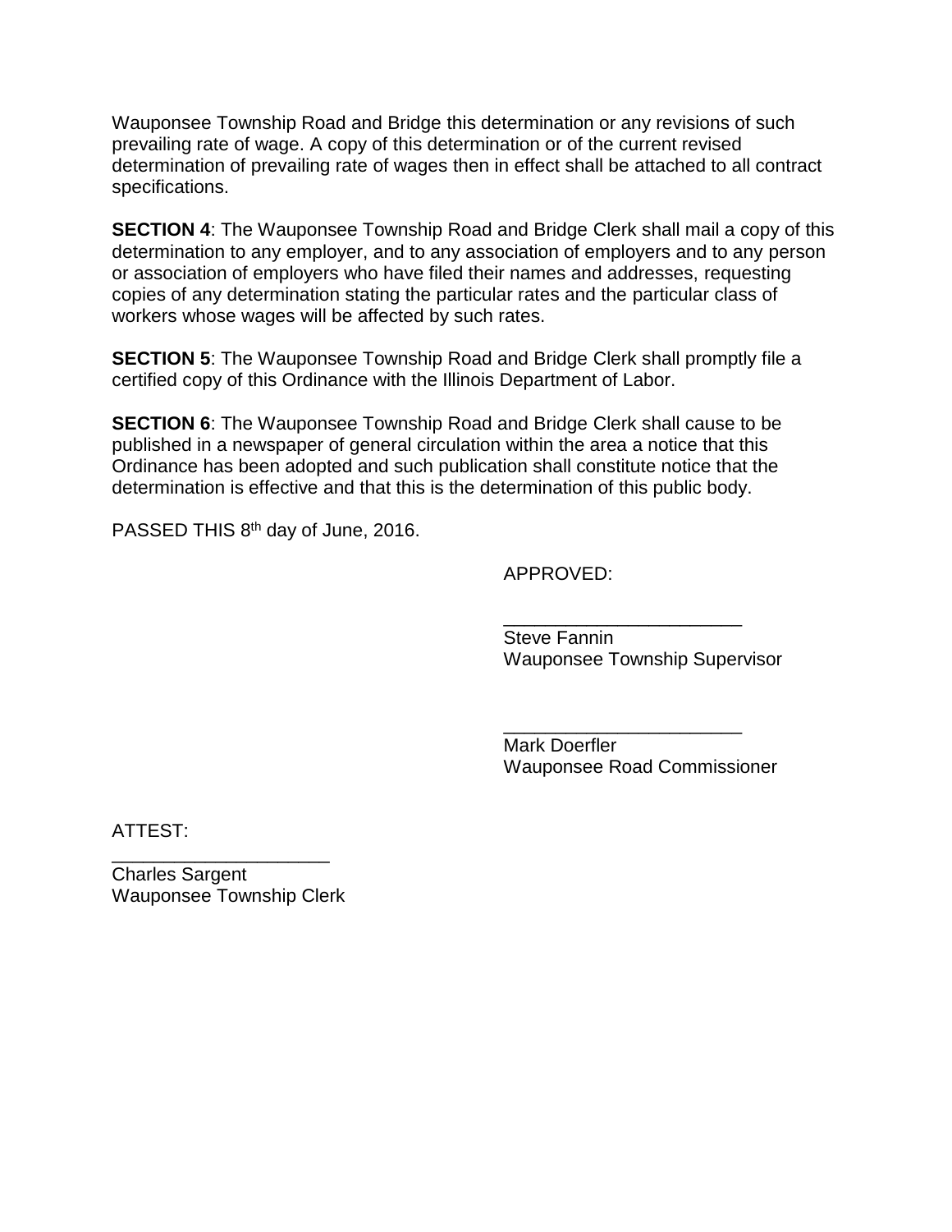Wauponsee Township Road and Bridge this determination or any revisions of such prevailing rate of wage. A copy of this determination or of the current revised determination of prevailing rate of wages then in effect shall be attached to all contract specifications.

**SECTION 4**: The Wauponsee Township Road and Bridge Clerk shall mail a copy of this determination to any employer, and to any association of employers and to any person or association of employers who have filed their names and addresses, requesting copies of any determination stating the particular rates and the particular class of workers whose wages will be affected by such rates.

**SECTION 5**: The Wauponsee Township Road and Bridge Clerk shall promptly file a certified copy of this Ordinance with the Illinois Department of Labor.

**SECTION 6**: The Wauponsee Township Road and Bridge Clerk shall cause to be published in a newspaper of general circulation within the area a notice that this Ordinance has been adopted and such publication shall constitute notice that the determination is effective and that this is the determination of this public body.

PASSED THIS 8th day of June, 2016.

APPROVED:

______________________
Steve Fannin
Wauponsee Township Supervisor

______________________
Mark Doerfler
Wauponsee Road Commissioner

ATTEST:

______________________
Charles Sargent
Wauponsee Township Clerk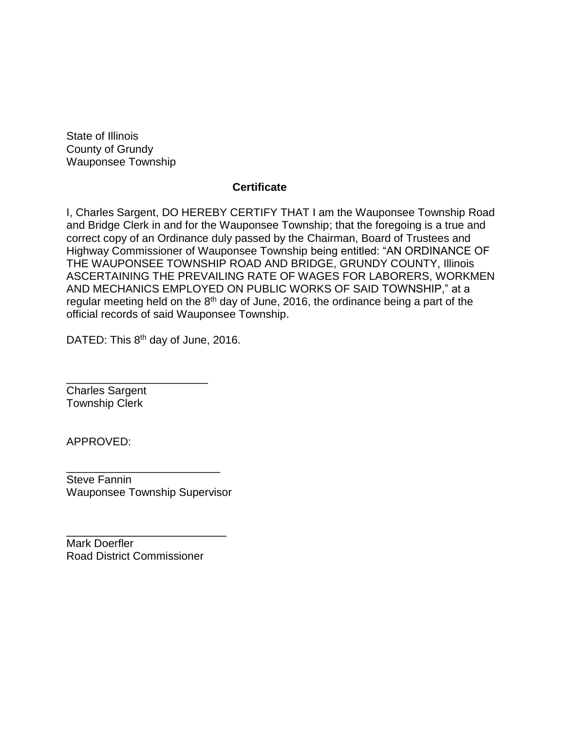State of Illinois
County of Grundy
Wauponsee Township

**Certificate**

I, Charles Sargent, DO HEREBY CERTIFY THAT I am the Wauponsee Township Road and Bridge Clerk in and for the Wauponsee Township; that the foregoing is a true and correct copy of an Ordinance duly passed by the Chairman, Board of Trustees and Highway Commissioner of Wauponsee Township being entitled: "AN ORDINANCE OF THE WAUPONSEE TOWNSHIP ROAD AND BRIDGE, GRUNDY COUNTY, Illinois ASCERTAINING THE PREVAILING RATE OF WAGES FOR LABORERS, WORKMEN AND MECHANICS EMPLOYED ON PUBLIC WORKS OF SAID TOWNSHIP," at a regular meeting held on the 8th day of June, 2016, the ordinance being a part of the official records of said Wauponsee Township.

DATED: This 8th day of June, 2016.

_______________________
Charles Sargent
Township Clerk

APPROVED:

_________________________
Steve Fannin
Wauponsee Township Supervisor

__________________________
Mark Doerfler
Road District Commissioner